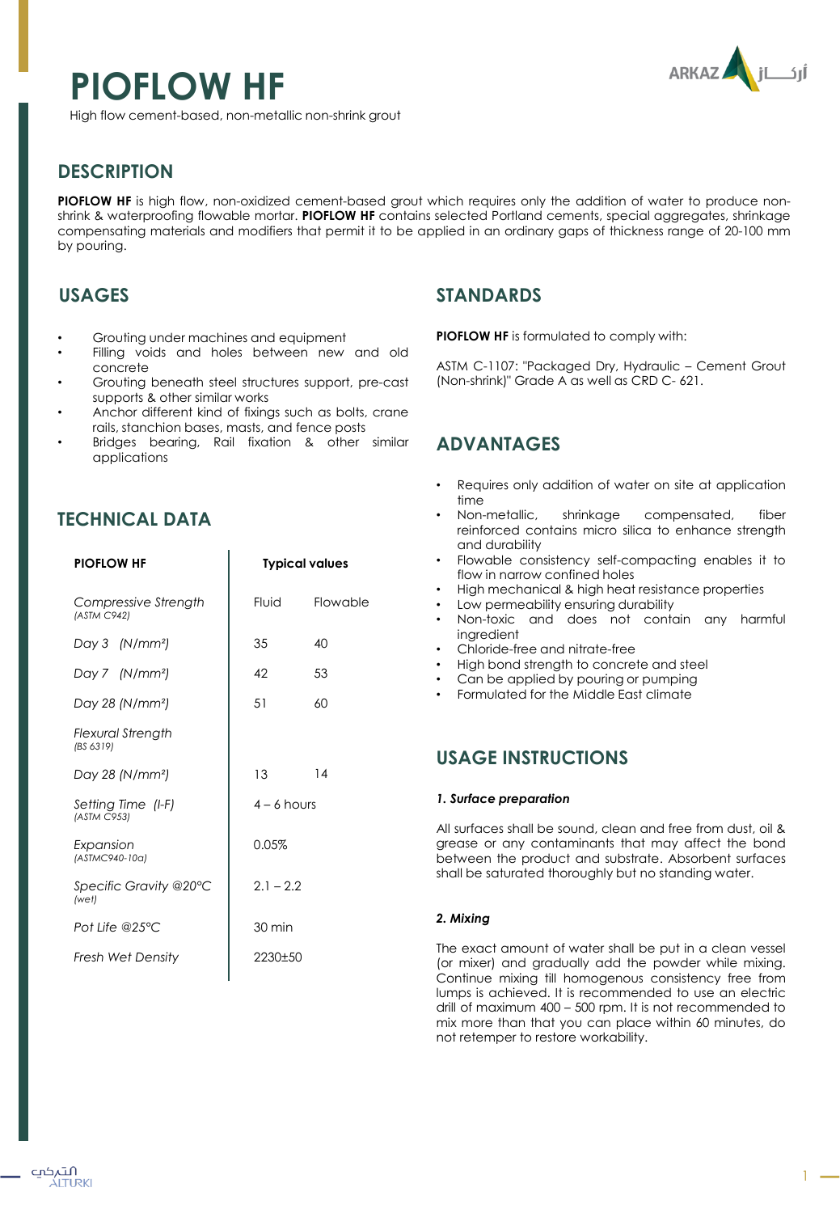# PIOFLOW HF

High flow cement-based, non-metallic non-shrink grout

## DESCRIPTION

**PIOFLOW HF** is high flow, non-oxidized cement-based grout which requires only the addition of water to produce non-shrink & waterproofing flowable mortar. **PIOFLOW HF** contains selected Portland cements, special aggregates, shrinkage compensating materials and modifiers that permit it to be applied in an ordinary gaps of thickness range of 20-100 mm by pouring.

## USAGES

- Grouting under machines and equipment
- Filling voids and holes between new and old concrete
- Grouting beneath steel structures support, pre-cast supports & other similar works
- Anchor different kind of fixings such as bolts, crane rails, stanchion bases, masts, and fence posts
- Bridges bearing, Rail fixation & other similar applications

## TECHNICAL DATA

| PIOFLOW HF | Typical values | |
|---|---|---|
| *Compressive Strength* *(ASTM C942)* | Fluid | Flowable |
| *Day 3 (N/mm²)* | 35 | 40 |
| *Day 7 (N/mm²)* | 42 | 53 |
| *Day 28 (N/mm²)* | 51 | 60 |
| *Flexural Strength* *(BS 6319)* | | |
| *Day 28 (N/mm²)* | 13 | 14 |
| *Setting Time (I-F)* *(ASTM C953)* | 4 – 6 hours | |
| *Expansion* *(ASTMC940-10a)* | 0.05% | |
| *Specific Gravity @20°C* *(wet)* | 2.1 – 2.2 | |
| *Pot Life @25°C* | 30 min | |
| *Fresh Wet Density* | 2230±50 | |

## STANDARDS

**PIOFLOW HF** is formulated to comply with:

ASTM C-1107: "Packaged Dry, Hydraulic – Cement Grout (Non-shrink)" Grade A as well as CRD C- 621.

## ADVANTAGES

- Requires only addition of water on site at application time
- Non-metallic, shrinkage compensated, fiber reinforced contains micro silica to enhance strength and durability
- Flowable consistency self-compacting enables it to flow in narrow confined holes
- High mechanical & high heat resistance properties
- Low permeability ensuring durability
- Non-toxic and does not contain any harmful ingredient
- Chloride-free and nitrate-free
- High bond strength to concrete and steel
- Can be applied by pouring or pumping
- Formulated for the Middle East climate

## USAGE INSTRUCTIONS

***1. Surface preparation***

All surfaces shall be sound, clean and free from dust, oil & grease or any contaminants that may affect the bond between the product and substrate. Absorbent surfaces shall be saturated thoroughly but no standing water.

***2. Mixing***

The exact amount of water shall be put in a clean vessel (or mixer) and gradually add the powder while mixing. Continue mixing till homogenous consistency free from lumps is achieved. It is recommended to use an electric drill of maximum 400 – 500 rpm. It is not recommended to mix more than that you can place within 60 minutes, do not retemper to restore workability.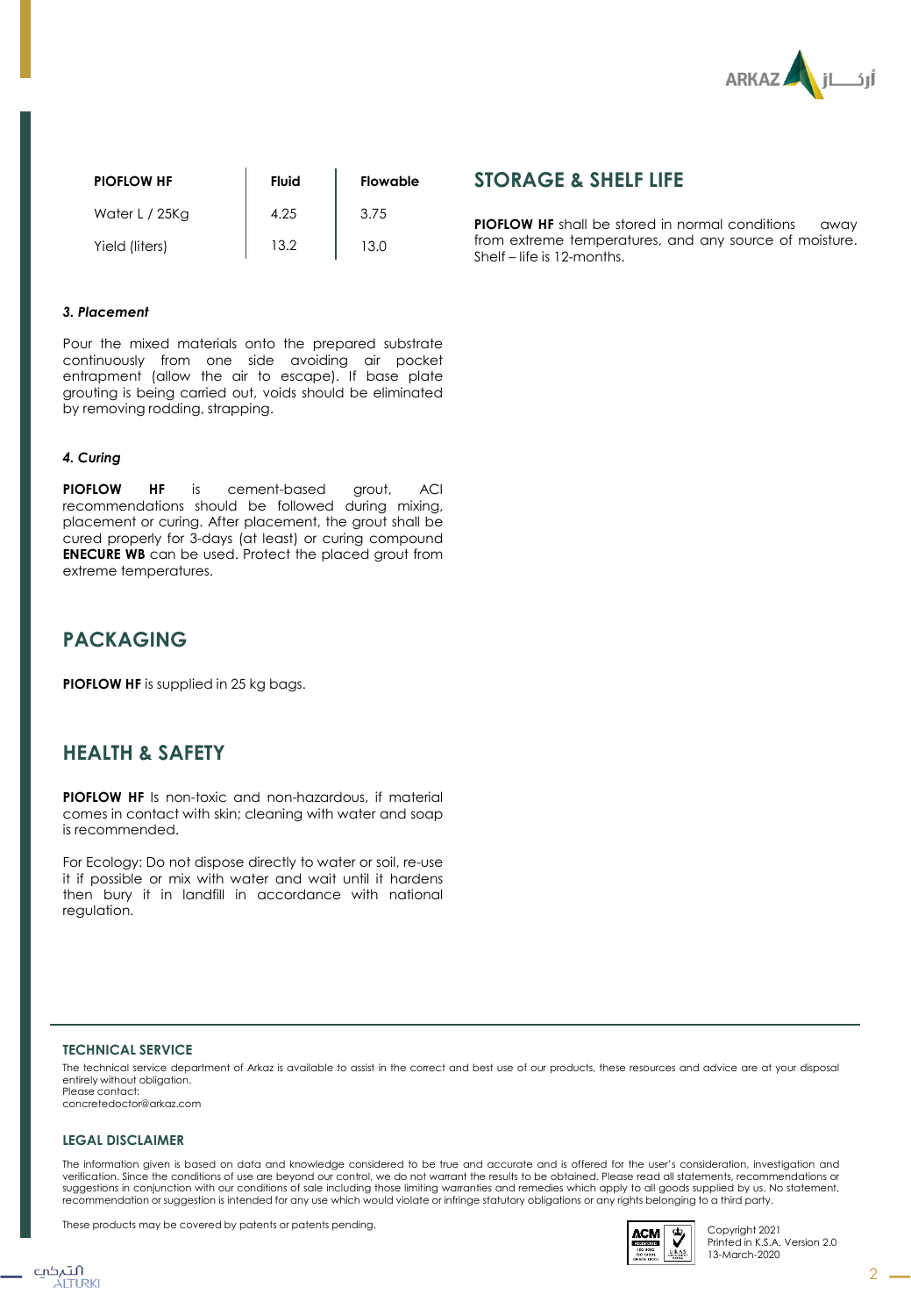| PIOFLOW HF | Fluid | Flowable |
|---|---|---|
| Water L / 25Kg | 4.25 | 3.75 |
| Yield (liters) | 13.2 | 13.0 |

***3. Placement***

Pour the mixed materials onto the prepared substrate continuously from one side avoiding air pocket entrapment (allow the air to escape). If base plate grouting is being carried out, voids should be eliminated by removing rodding, strapping.

***4. Curing***

**PIOFLOW HF** is cement-based grout, ACI recommendations should be followed during mixing, placement or curing. After placement, the grout shall be cured properly for 3-days (at least) or curing compound **ENECURE WB** can be used. Protect the placed grout from extreme temperatures.

## PACKAGING

**PIOFLOW HF** is supplied in 25 kg bags.

## HEALTH & SAFETY

**PIOFLOW HF** Is non-toxic and non-hazardous, if material comes in contact with skin; cleaning with water and soap is recommended.

For Ecology: Do not dispose directly to water or soil, re-use it if possible or mix with water and wait until it hardens then bury it in landfill in accordance with national regulation.

## STORAGE & SHELF LIFE

**PIOFLOW HF** shall be stored in normal conditions away from extreme temperatures, and any source of moisture. Shelf – life is 12-months.

### TECHNICAL SERVICE

The technical service department of Arkaz is available to assist in the correct and best use of our products, these resources and advice are at your disposal entirely without obligation.
Please contact:
concretedoctor@arkaz.com

### LEGAL DISCLAIMER

The information given is based on data and knowledge considered to be true and accurate and is offered for the user's consideration, investigation and verification. Since the conditions of use are beyond our control, we do not warrant the results to be obtained. Please read all statements, recommendations or suggestions in conjunction with our conditions of sale including those limiting warranties and remedies which apply to all goods supplied by us. No statement, recommendation or suggestion is intended for any use which would violate or infringe statutory obligations or any rights belonging to a third party.

These products may be covered by patents or patents pending.

Copyright 2021
Printed in K.S.A. Version 2.0
13-March-2020